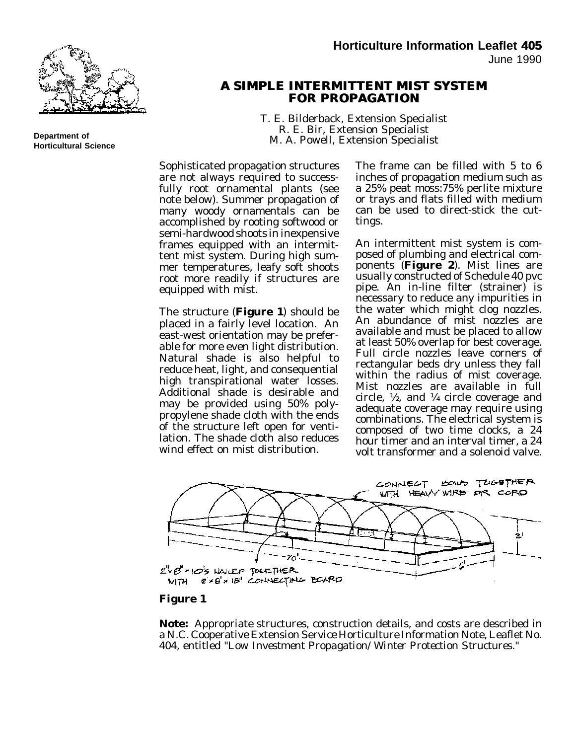**Horticulture Information Leaflet 405**
June 1990

**Department of Horticultural Science**

# A SIMPLE INTERMITTENT MIST SYSTEM FOR PROPAGATION

T. E. Bilderback, Extension Specialist
R. E. Bir, Extension Specialist
M. A. Powell, Extension Specialist

Sophisticated propagation structures are not always required to successfully root ornamental plants (see note below). Summer propagation of many woody ornamentals can be accomplished by rooting softwood or semi-hardwood shoots in inexpensive frames equipped with an intermittent mist system. During high summer temperatures, leafy soft shoots root more readily if structures are equipped with mist.

The structure (**Figure 1**) should be placed in a fairly level location. An east-west orientation may be preferable for more even light distribution. Natural shade is also helpful to reduce heat, light, and consequential high transpirational water losses. Additional shade is desirable and may be provided using 50% polypropylene shade cloth with the ends of the structure left open for ventilation. The shade cloth also reduces wind effect on mist distribution.

The frame can be filled with 5 to 6 inches of propagation medium such as a 25% peat moss:75% perlite mixture or trays and flats filled with medium can be used to direct-stick the cuttings.

An intermittent mist system is composed of plumbing and electrical components (**Figure 2**). Mist lines are usually constructed of Schedule 40 pvc pipe. An in-line filter (strainer) is necessary to reduce any impurities in the water which might clog nozzles. An abundance of mist nozzles are available and must be placed to allow at least 50% overlap for best coverage. Full circle nozzles leave corners of rectangular beds dry unless they fall within the radius of mist coverage. Mist nozzles are available in full circle, ½, and ¼ circle coverage and adequate coverage may require using combinations. The electrical system is composed of two time clocks, a 24 hour timer and an interval timer, a 24 volt transformer and a solenoid valve.

CONNECT BOWS TOGETHER WITH HEAVY WIRE OR CORD

3'

20'

6'

2"×8"×10's NAILED TOGETHER WITH 2×8'×18" CONNECTING BOARD

**Figure 1**

**Note:** Appropriate structures, construction details, and costs are described in a N.C. Cooperative Extension Service Horticulture Information Note, Leaflet No. 404, entitled "Low Investment Propagation/Winter Protection Structures."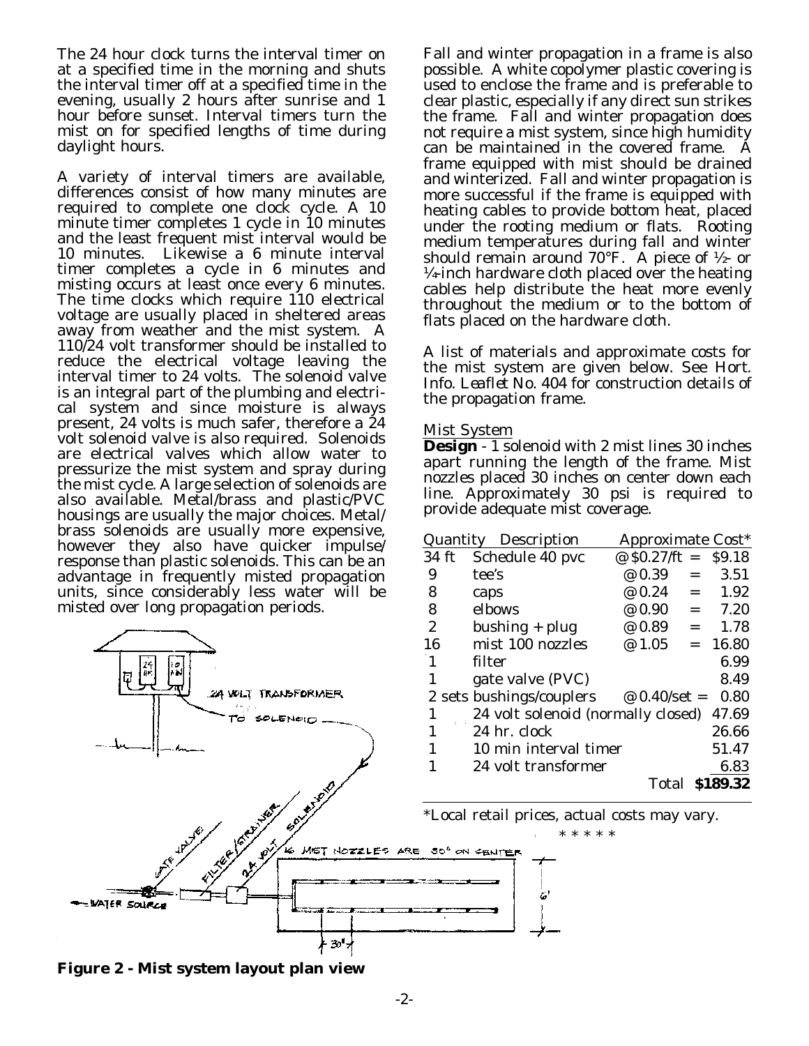The 24 hour clock turns the interval timer on at a specified time in the morning and shuts the interval timer off at a specified time in the evening, usually 2 hours after sunrise and 1 hour before sunset. Interval timers turn the mist on for specified lengths of time during daylight hours.

A variety of interval timers are available, differences consist of how many minutes are required to complete one clock cycle. A 10 minute timer completes 1 cycle in 10 minutes and the least frequent mist interval would be 10 minutes. Likewise a 6 minute interval timer completes a cycle in 6 minutes and misting occurs at least once every 6 minutes. The time clocks which require 110 electrical voltage are usually placed in sheltered areas away from weather and the mist system. A 110/24 volt transformer should be installed to reduce the electrical voltage leaving the interval timer to 24 volts. The solenoid valve is an integral part of the plumbing and electrical system and since moisture is always present, 24 volts is much safer, therefore a 24 volt solenoid valve is also required. Solenoids are electrical valves which allow water to pressurize the mist system and spray during the mist cycle. A large selection of solenoids are also available. Metal/brass and plastic/PVC housings are usually the major choices. Metal/brass solenoids are usually more expensive, however they also have quicker impulse/response than plastic solenoids. This can be an advantage in frequently misted propagation units, since considerably less water will be misted over long propagation periods.

24 HR
10 MIN
24 VOLT TRANSFORMER
TO SOLENOID
GATE VALVE
FILTER/STRAINER
24 VOLT SOLENOID
16 MIST NOZZLES ARE 30" ON CENTER
WATER SOURCE
6'
30"

**Figure 2 - Mist system layout plan view**

Fall and winter propagation in a frame is also possible. A white copolymer plastic covering is used to enclose the frame and is preferable to clear plastic, especially if any direct sun strikes the frame. Fall and winter propagation does not require a mist system, since high humidity can be maintained in the covered frame. A frame equipped with mist should be drained and winterized. Fall and winter propagation is more successful if the frame is equipped with heating cables to provide bottom heat, placed under the rooting medium or flats. Rooting medium temperatures during fall and winter should remain around 70°F. A piece of ½- or ¼-inch hardware cloth placed over the heating cables help distribute the heat more evenly throughout the medium or to the bottom of flats placed on the hardware cloth.

A list of materials and approximate costs for the mist system are given below. See *Hort. Info. Leaflet No. 404* for construction details of the propagation frame.

<u>Mist System</u>

**Design** - 1 solenoid with 2 mist lines 30 inches apart running the length of the frame. Mist nozzles placed 30 inches on center down each line. Approximately 30 psi is required to provide adequate mist coverage.

| Quantity | Description | Approximate Cost* | |
|---|---|---|---|
| 34 ft | Schedule 40 pvc | @ $0.27/ft = | $9.18 |
| 9 | tee's | @ 0.39 = | 3.51 |
| 8 | caps | @ 0.24 = | 1.92 |
| 8 | elbows | @ 0.90 = | 7.20 |
| 2 | bushing + plug | @ 0.89 = | 1.78 |
| 16 | mist 100 nozzles | @ 1.05 = | 16.80 |
| 1 | filter | | 6.99 |
| 1 | gate valve (PVC) | | 8.49 |
| 2 sets | bushings/couplers | @ 0.40/set = | 0.80 |
| 1 | 24 volt solenoid (normally closed) | | 47.69 |
| 1 | 24 hr. clock | | 26.66 |
| 1 | 10 min interval timer | | 51.47 |
| 1 | 24 volt transformer | | 6.83 |
| | | Total | **$189.32** |

*Local retail prices, actual costs may vary.

\* \* \* \* \*